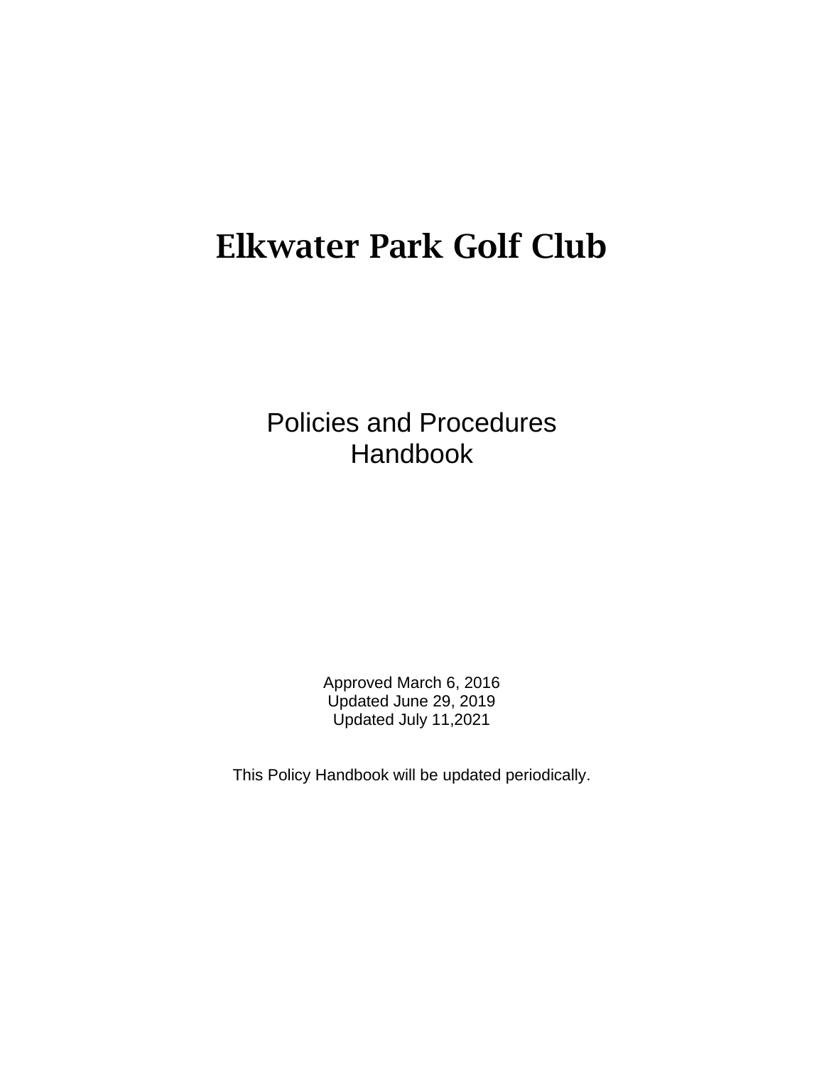# Elkwater Park Golf Club

Policies and Procedures
Handbook

Approved March 6, 2016
Updated June 29, 2019
Updated July 11,2021

This Policy Handbook will be updated periodically.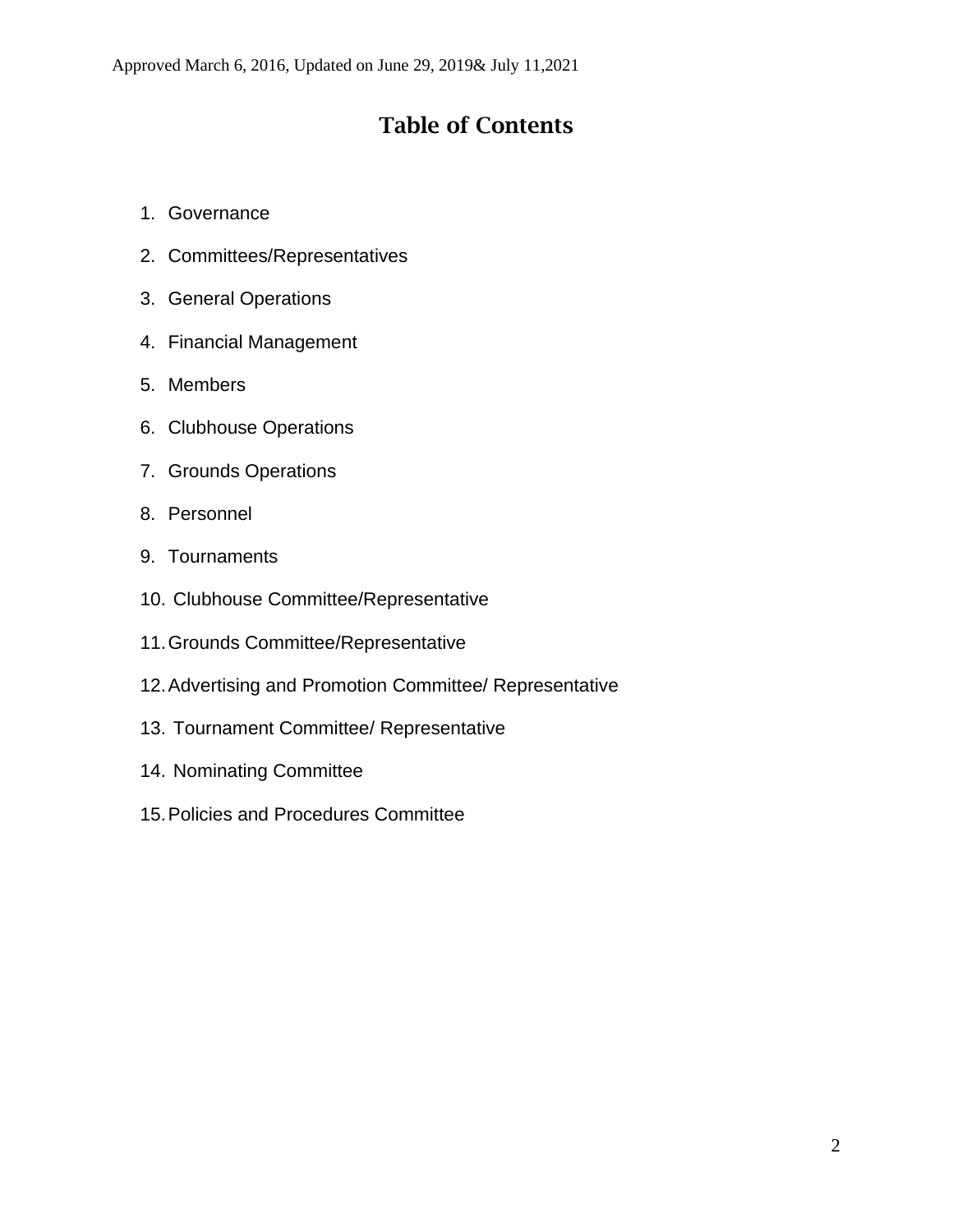# Table of Contents

1. Governance
2. Committees/Representatives
3. General Operations
4. Financial Management
5. Members
6. Clubhouse Operations
7. Grounds Operations
8. Personnel
9. Tournaments
10. Clubhouse Committee/Representative
11. Grounds Committee/Representative
12. Advertising and Promotion Committee/ Representative
13. Tournament Committee/ Representative
14. Nominating Committee
15. Policies and Procedures Committee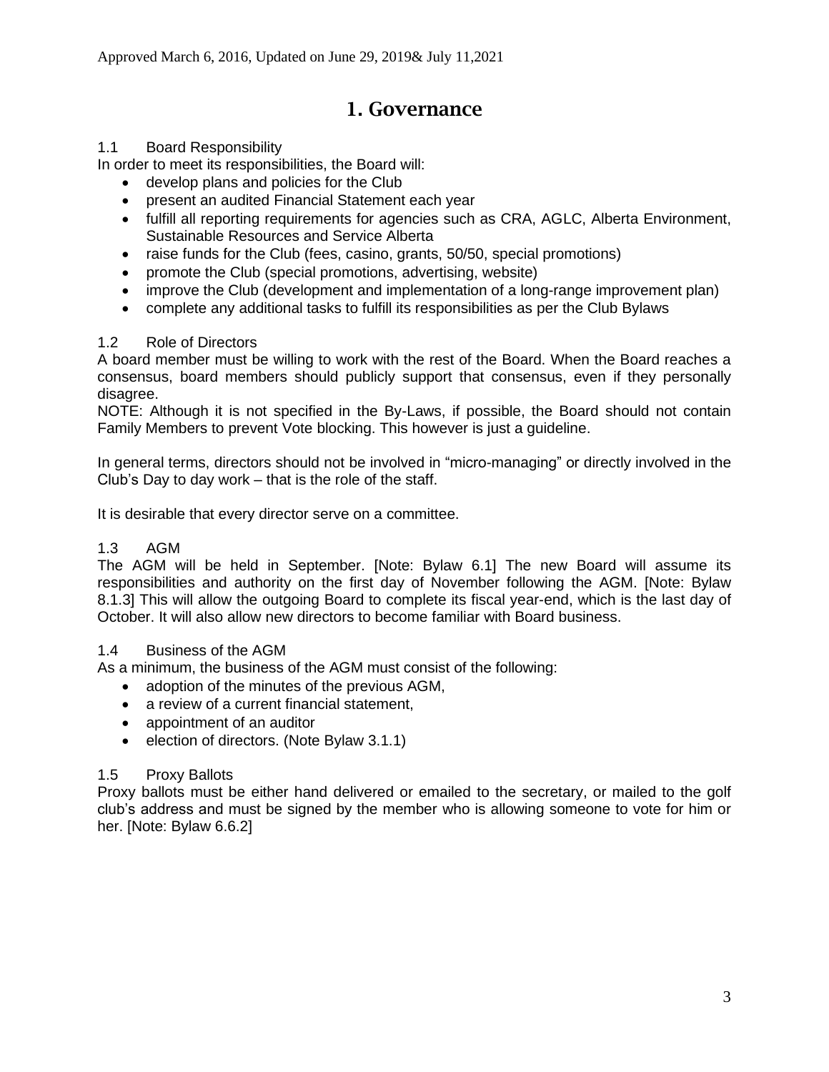# 1. Governance

### 1.1 Board Responsibility

In order to meet its responsibilities, the Board will:

- develop plans and policies for the Club
- present an audited Financial Statement each year
- fulfill all reporting requirements for agencies such as CRA, AGLC, Alberta Environment, Sustainable Resources and Service Alberta
- raise funds for the Club (fees, casino, grants, 50/50, special promotions)
- promote the Club (special promotions, advertising, website)
- improve the Club (development and implementation of a long-range improvement plan)
- complete any additional tasks to fulfill its responsibilities as per the Club Bylaws

### 1.2 Role of Directors

A board member must be willing to work with the rest of the Board. When the Board reaches a consensus, board members should publicly support that consensus, even if they personally disagree.

NOTE: Although it is not specified in the By-Laws, if possible, the Board should not contain Family Members to prevent Vote blocking. This however is just a guideline.

In general terms, directors should not be involved in "micro-managing" or directly involved in the Club's Day to day work – that is the role of the staff.

It is desirable that every director serve on a committee.

### 1.3 AGM

The AGM will be held in September. [Note: Bylaw 6.1] The new Board will assume its responsibilities and authority on the first day of November following the AGM. [Note: Bylaw 8.1.3] This will allow the outgoing Board to complete its fiscal year-end, which is the last day of October. It will also allow new directors to become familiar with Board business.

### 1.4 Business of the AGM

As a minimum, the business of the AGM must consist of the following:

- adoption of the minutes of the previous AGM,
- a review of a current financial statement,
- appointment of an auditor
- election of directors. (Note Bylaw 3.1.1)

### 1.5 Proxy Ballots

Proxy ballots must be either hand delivered or emailed to the secretary, or mailed to the golf club's address and must be signed by the member who is allowing someone to vote for him or her. [Note: Bylaw 6.6.2]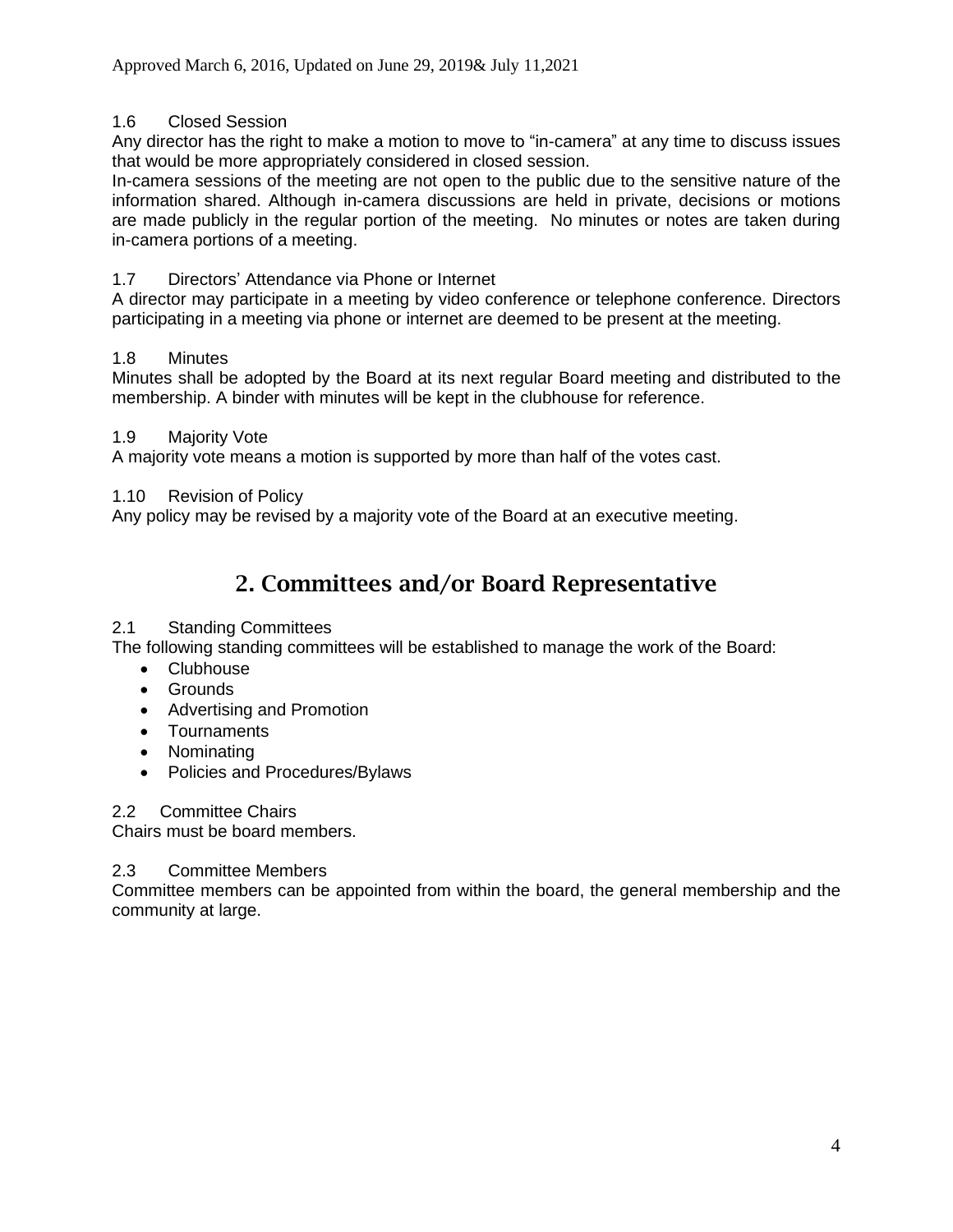1.6 Closed Session

Any director has the right to make a motion to move to “in-camera” at any time to discuss issues that would be more appropriately considered in closed session.

In-camera sessions of the meeting are not open to the public due to the sensitive nature of the information shared. Although in-camera discussions are held in private, decisions or motions are made publicly in the regular portion of the meeting. No minutes or notes are taken during in-camera portions of a meeting.

1.7 Directors’ Attendance via Phone or Internet

A director may participate in a meeting by video conference or telephone conference. Directors participating in a meeting via phone or internet are deemed to be present at the meeting.

1.8 Minutes

Minutes shall be adopted by the Board at its next regular Board meeting and distributed to the membership. A binder with minutes will be kept in the clubhouse for reference.

1.9 Majority Vote

A majority vote means a motion is supported by more than half of the votes cast.

1.10 Revision of Policy

Any policy may be revised by a majority vote of the Board at an executive meeting.

## 2. Committees and/or Board Representative

2.1 Standing Committees

The following standing committees will be established to manage the work of the Board:

- Clubhouse
- Grounds
- Advertising and Promotion
- Tournaments
- Nominating
- Policies and Procedures/Bylaws

2.2 Committee Chairs

Chairs must be board members.

2.3 Committee Members

Committee members can be appointed from within the board, the general membership and the community at large.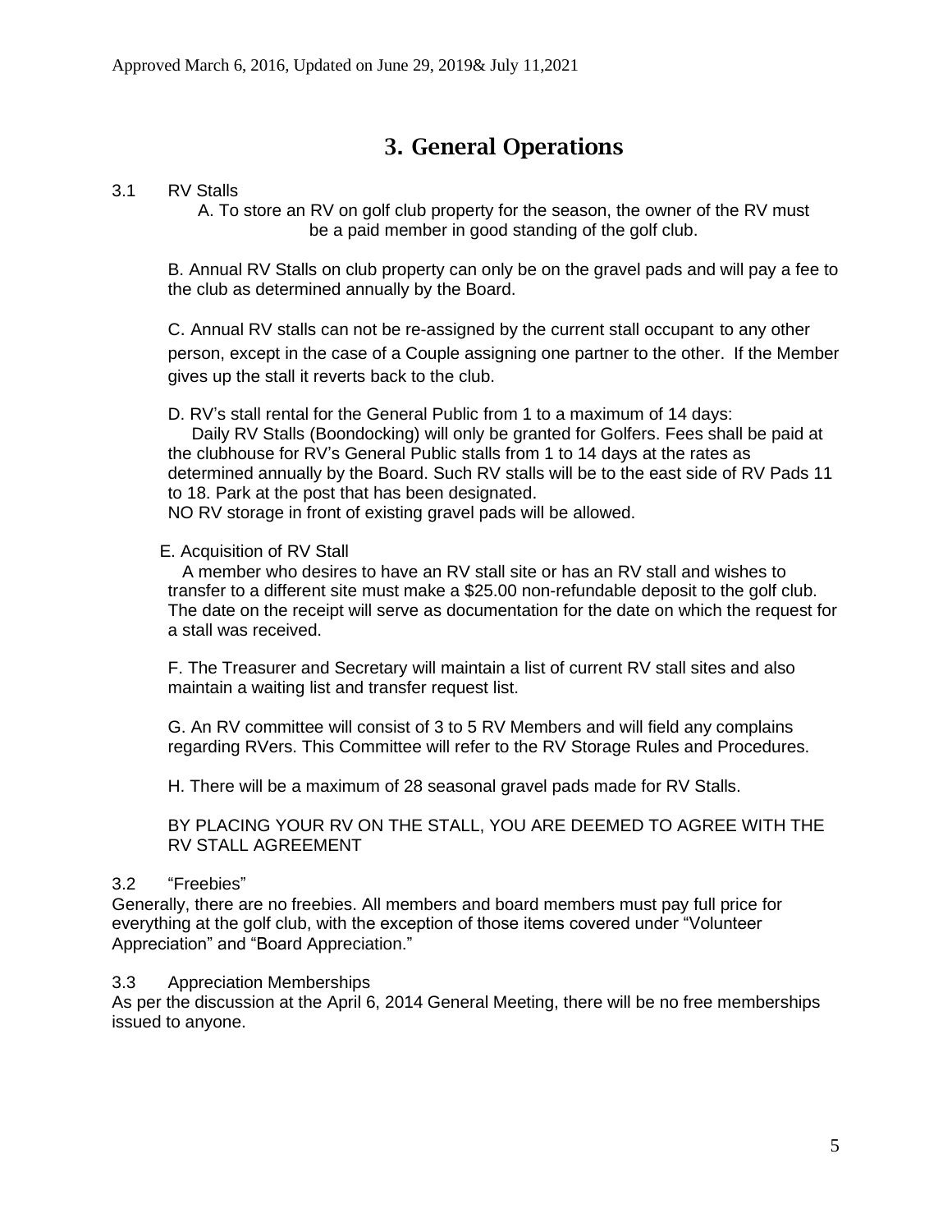# 3. General Operations

3.1 RV Stalls

A. To store an RV on golf club property for the season, the owner of the RV must be a paid member in good standing of the golf club.

B. Annual RV Stalls on club property can only be on the gravel pads and will pay a fee to the club as determined annually by the Board.

C. Annual RV stalls can not be re-assigned by the current stall occupant to any other person, except in the case of a Couple assigning one partner to the other. If the Member gives up the stall it reverts back to the club.

D. RV's stall rental for the General Public from 1 to a maximum of 14 days:
Daily RV Stalls (Boondocking) will only be granted for Golfers. Fees shall be paid at the clubhouse for RV's General Public stalls from 1 to 14 days at the rates as determined annually by the Board. Such RV stalls will be to the east side of RV Pads 11 to 18. Park at the post that has been designated.
NO RV storage in front of existing gravel pads will be allowed.

E. Acquisition of RV Stall
A member who desires to have an RV stall site or has an RV stall and wishes to transfer to a different site must make a $25.00 non-refundable deposit to the golf club. The date on the receipt will serve as documentation for the date on which the request for a stall was received.

F. The Treasurer and Secretary will maintain a list of current RV stall sites and also maintain a waiting list and transfer request list.

G. An RV committee will consist of 3 to 5 RV Members and will field any complains regarding RVers. This Committee will refer to the RV Storage Rules and Procedures.

H. There will be a maximum of 28 seasonal gravel pads made for RV Stalls.

BY PLACING YOUR RV ON THE STALL, YOU ARE DEEMED TO AGREE WITH THE RV STALL AGREEMENT

3.2 "Freebies"

Generally, there are no freebies. All members and board members must pay full price for everything at the golf club, with the exception of those items covered under "Volunteer Appreciation" and "Board Appreciation."

3.3 Appreciation Memberships

As per the discussion at the April 6, 2014 General Meeting, there will be no free memberships issued to anyone.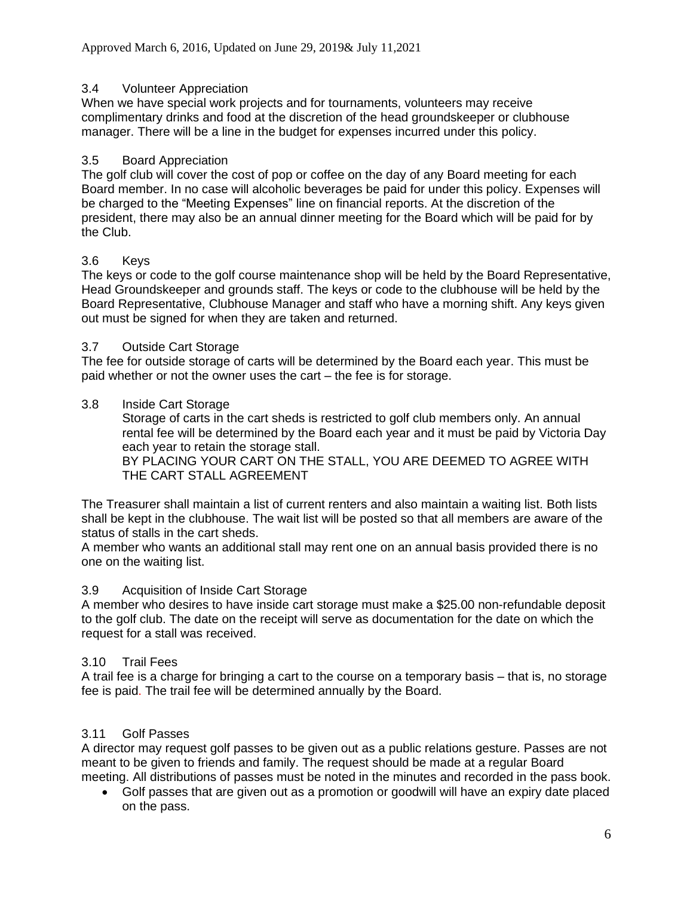### 3.4 Volunteer Appreciation

When we have special work projects and for tournaments, volunteers may receive complimentary drinks and food at the discretion of the head groundskeeper or clubhouse manager. There will be a line in the budget for expenses incurred under this policy.

### 3.5 Board Appreciation

The golf club will cover the cost of pop or coffee on the day of any Board meeting for each Board member. In no case will alcoholic beverages be paid for under this policy. Expenses will be charged to the "Meeting Expenses" line on financial reports. At the discretion of the president, there may also be an annual dinner meeting for the Board which will be paid for by the Club.

### 3.6 Keys

The keys or code to the golf course maintenance shop will be held by the Board Representative, Head Groundskeeper and grounds staff. The keys or code to the clubhouse will be held by the Board Representative, Clubhouse Manager and staff who have a morning shift. Any keys given out must be signed for when they are taken and returned.

### 3.7 Outside Cart Storage

The fee for outside storage of carts will be determined by the Board each year. This must be paid whether or not the owner uses the cart – the fee is for storage.

### 3.8 Inside Cart Storage

Storage of carts in the cart sheds is restricted to golf club members only. An annual rental fee will be determined by the Board each year and it must be paid by Victoria Day each year to retain the storage stall.

BY PLACING YOUR CART ON THE STALL, YOU ARE DEEMED TO AGREE WITH THE CART STALL AGREEMENT

The Treasurer shall maintain a list of current renters and also maintain a waiting list. Both lists shall be kept in the clubhouse. The wait list will be posted so that all members are aware of the status of stalls in the cart sheds.

A member who wants an additional stall may rent one on an annual basis provided there is no one on the waiting list.

### 3.9 Acquisition of Inside Cart Storage

A member who desires to have inside cart storage must make a $25.00 non-refundable deposit to the golf club. The date on the receipt will serve as documentation for the date on which the request for a stall was received.

### 3.10 Trail Fees

A trail fee is a charge for bringing a cart to the course on a temporary basis – that is, no storage fee is paid. The trail fee will be determined annually by the Board.

### 3.11 Golf Passes

A director may request golf passes to be given out as a public relations gesture. Passes are not meant to be given to friends and family. The request should be made at a regular Board meeting. All distributions of passes must be noted in the minutes and recorded in the pass book.

- Golf passes that are given out as a promotion or goodwill will have an expiry date placed on the pass.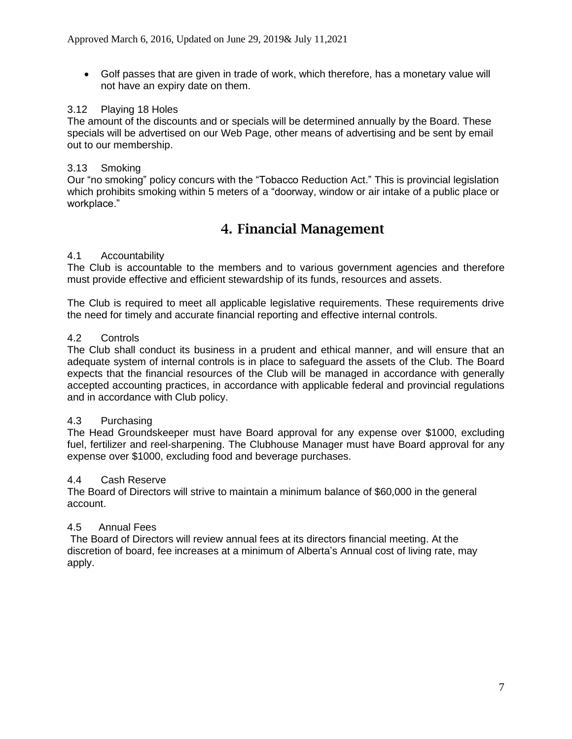- Golf passes that are given in trade of work, which therefore, has a monetary value will not have an expiry date on them.

3.12 Playing 18 Holes

The amount of the discounts and or specials will be determined annually by the Board. These specials will be advertised on our Web Page, other means of advertising and be sent by email out to our membership.

3.13 Smoking

Our "no smoking" policy concurs with the "Tobacco Reduction Act." This is provincial legislation which prohibits smoking within 5 meters of a "doorway, window or air intake of a public place or workplace."

## 4. Financial Management

4.1 Accountability

The Club is accountable to the members and to various government agencies and therefore must provide effective and efficient stewardship of its funds, resources and assets.

The Club is required to meet all applicable legislative requirements. These requirements drive the need for timely and accurate financial reporting and effective internal controls.

4.2 Controls

The Club shall conduct its business in a prudent and ethical manner, and will ensure that an adequate system of internal controls is in place to safeguard the assets of the Club. The Board expects that the financial resources of the Club will be managed in accordance with generally accepted accounting practices, in accordance with applicable federal and provincial regulations and in accordance with Club policy.

4.3 Purchasing

The Head Groundskeeper must have Board approval for any expense over $1000, excluding fuel, fertilizer and reel-sharpening. The Clubhouse Manager must have Board approval for any expense over $1000, excluding food and beverage purchases.

4.4 Cash Reserve

The Board of Directors will strive to maintain a minimum balance of $60,000 in the general account.

4.5 Annual Fees

The Board of Directors will review annual fees at its directors financial meeting. At the discretion of board, fee increases at a minimum of Alberta's Annual cost of living rate, may apply.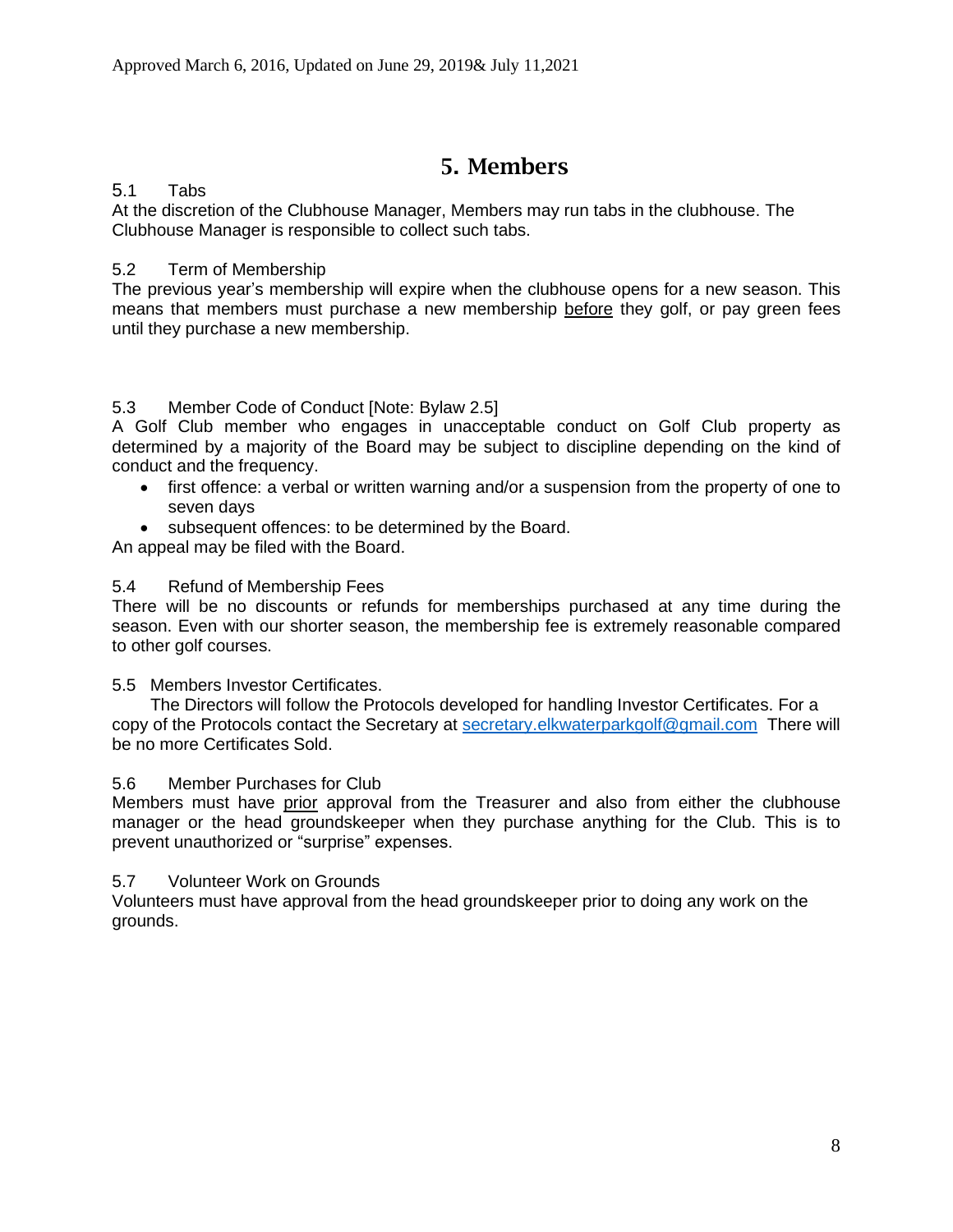# 5. Members

### 5.1 Tabs

At the discretion of the Clubhouse Manager, Members may run tabs in the clubhouse. The Clubhouse Manager is responsible to collect such tabs.

### 5.2 Term of Membership

The previous year's membership will expire when the clubhouse opens for a new season. This means that members must purchase a new membership before they golf, or pay green fees until they purchase a new membership.

### 5.3 Member Code of Conduct [Note: Bylaw 2.5]

A Golf Club member who engages in unacceptable conduct on Golf Club property as determined by a majority of the Board may be subject to discipline depending on the kind of conduct and the frequency.

- first offence: a verbal or written warning and/or a suspension from the property of one to seven days
- subsequent offences: to be determined by the Board.

An appeal may be filed with the Board.

### 5.4 Refund of Membership Fees

There will be no discounts or refunds for memberships purchased at any time during the season. Even with our shorter season, the membership fee is extremely reasonable compared to other golf courses.

### 5.5 Members Investor Certificates.

The Directors will follow the Protocols developed for handling Investor Certificates. For a copy of the Protocols contact the Secretary at secretary.elkwaterparkgolf@gmail.com There will be no more Certificates Sold.

### 5.6 Member Purchases for Club

Members must have prior approval from the Treasurer and also from either the clubhouse manager or the head groundskeeper when they purchase anything for the Club. This is to prevent unauthorized or "surprise" expenses.

### 5.7 Volunteer Work on Grounds

Volunteers must have approval from the head groundskeeper prior to doing any work on the grounds.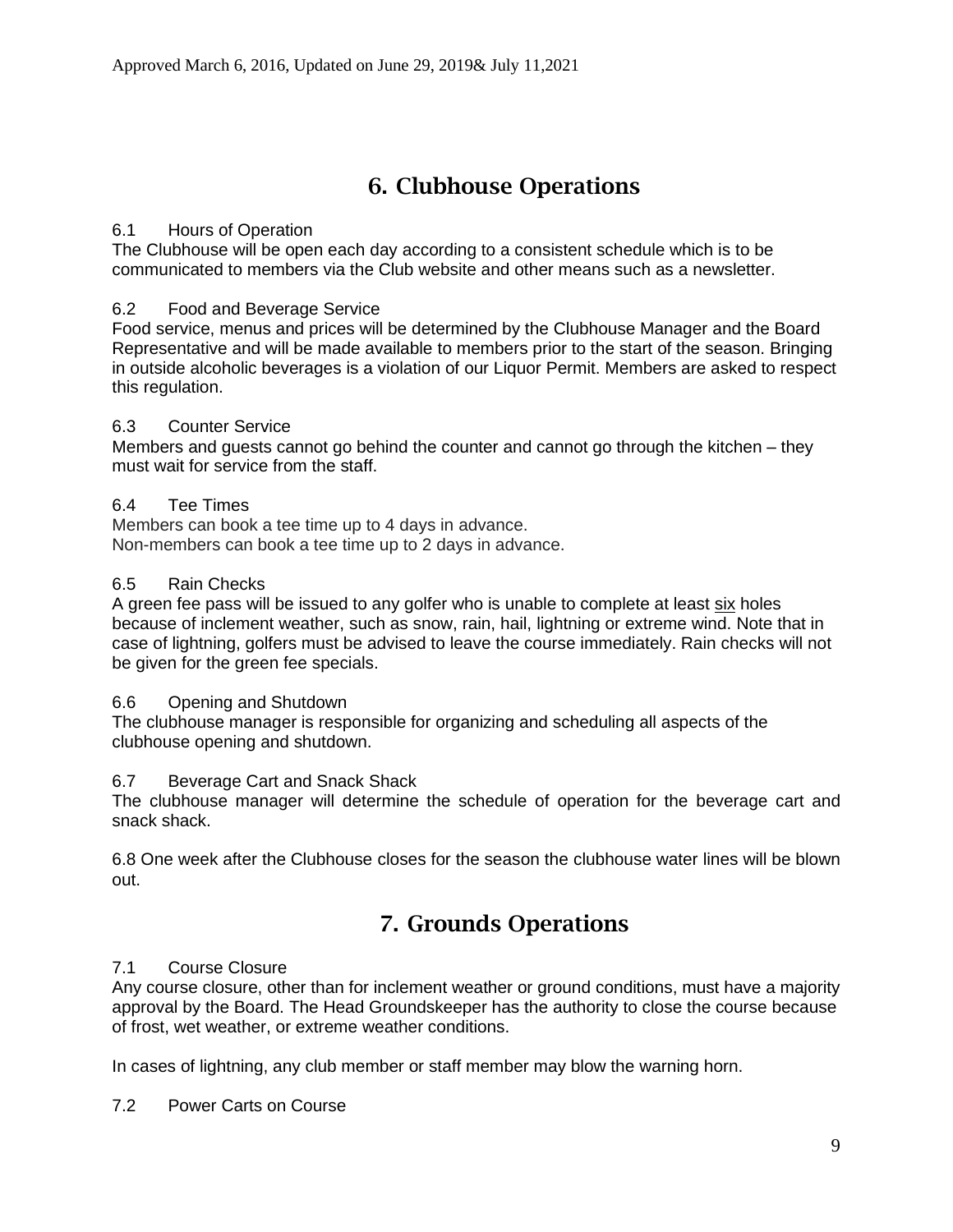# 6. Clubhouse Operations

6.1 Hours of Operation
The Clubhouse will be open each day according to a consistent schedule which is to be communicated to members via the Club website and other means such as a newsletter.

6.2 Food and Beverage Service
Food service, menus and prices will be determined by the Clubhouse Manager and the Board Representative and will be made available to members prior to the start of the season. Bringing in outside alcoholic beverages is a violation of our Liquor Permit. Members are asked to respect this regulation.

6.3 Counter Service
Members and guests cannot go behind the counter and cannot go through the kitchen – they must wait for service from the staff.

6.4 Tee Times
Members can book a tee time up to 4 days in advance.
Non-members can book a tee time up to 2 days in advance.

6.5 Rain Checks
A green fee pass will be issued to any golfer who is unable to complete at least six holes because of inclement weather, such as snow, rain, hail, lightning or extreme wind. Note that in case of lightning, golfers must be advised to leave the course immediately. Rain checks will not be given for the green fee specials.

6.6 Opening and Shutdown
The clubhouse manager is responsible for organizing and scheduling all aspects of the clubhouse opening and shutdown.

6.7 Beverage Cart and Snack Shack
The clubhouse manager will determine the schedule of operation for the beverage cart and snack shack.

6.8 One week after the Clubhouse closes for the season the clubhouse water lines will be blown out.

# 7. Grounds Operations

7.1 Course Closure
Any course closure, other than for inclement weather or ground conditions, must have a majority approval by the Board. The Head Groundskeeper has the authority to close the course because of frost, wet weather, or extreme weather conditions.

In cases of lightning, any club member or staff member may blow the warning horn.

7.2 Power Carts on Course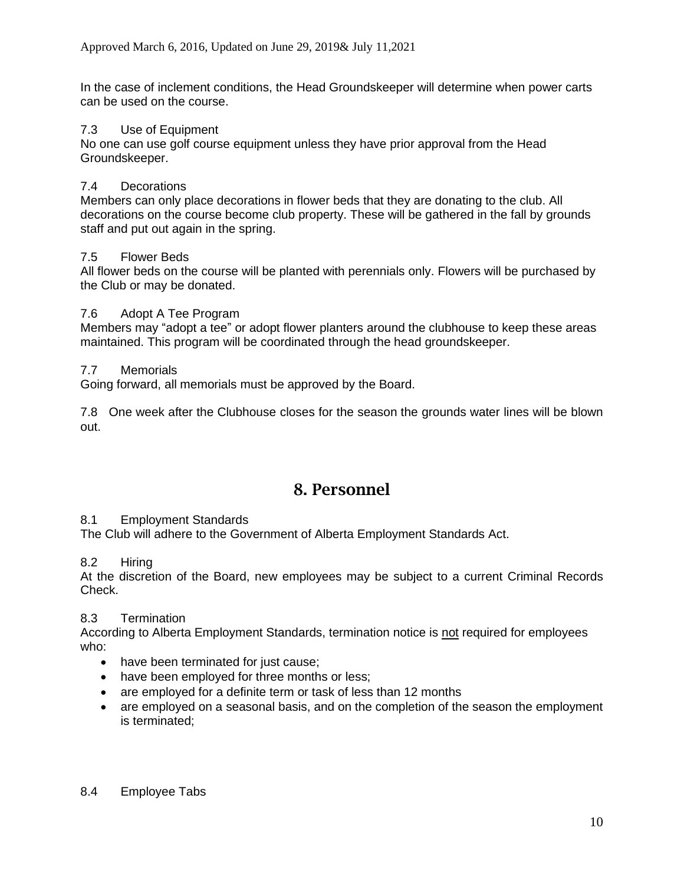In the case of inclement conditions, the Head Groundskeeper will determine when power carts can be used on the course.

7.3 Use of Equipment
No one can use golf course equipment unless they have prior approval from the Head Groundskeeper.

7.4 Decorations
Members can only place decorations in flower beds that they are donating to the club. All decorations on the course become club property. These will be gathered in the fall by grounds staff and put out again in the spring.

7.5 Flower Beds
All flower beds on the course will be planted with perennials only. Flowers will be purchased by the Club or may be donated.

7.6 Adopt A Tee Program
Members may "adopt a tee" or adopt flower planters around the clubhouse to keep these areas maintained. This program will be coordinated through the head groundskeeper.

7.7 Memorials
Going forward, all memorials must be approved by the Board.

7.8 One week after the Clubhouse closes for the season the grounds water lines will be blown out.

# 8. Personnel

8.1 Employment Standards
The Club will adhere to the Government of Alberta Employment Standards Act.

8.2 Hiring
At the discretion of the Board, new employees may be subject to a current Criminal Records Check.

8.3 Termination
According to Alberta Employment Standards, termination notice is not required for employees who:

- have been terminated for just cause;
- have been employed for three months or less;
- are employed for a definite term or task of less than 12 months
- are employed on a seasonal basis, and on the completion of the season the employment is terminated;

8.4 Employee Tabs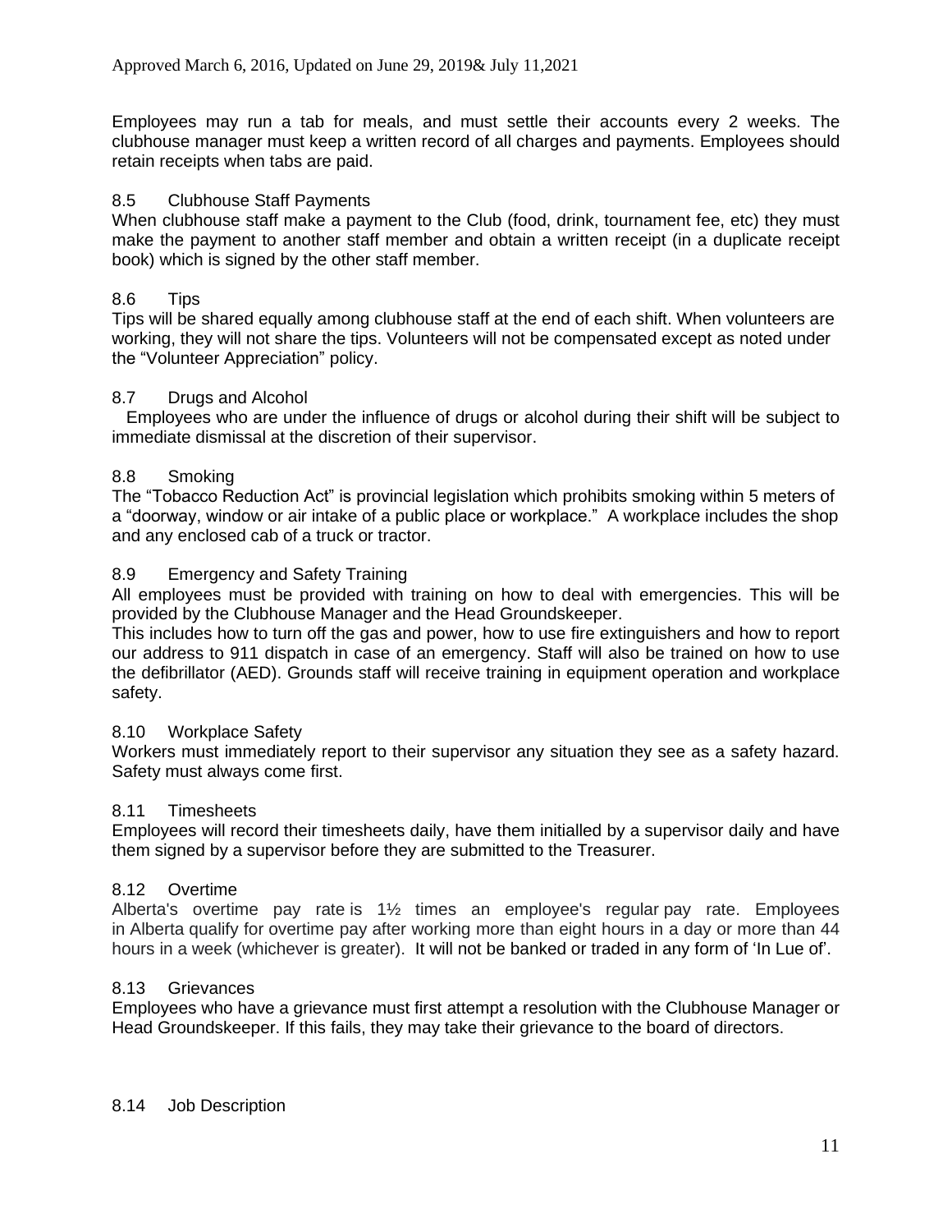Approved March 6, 2016, Updated on June 29, 2019& July 11,2021

Employees may run a tab for meals, and must settle their accounts every 2 weeks. The clubhouse manager must keep a written record of all charges and payments. Employees should retain receipts when tabs are paid.

### 8.5 Clubhouse Staff Payments

When clubhouse staff make a payment to the Club (food, drink, tournament fee, etc) they must make the payment to another staff member and obtain a written receipt (in a duplicate receipt book) which is signed by the other staff member.

### 8.6 Tips

Tips will be shared equally among clubhouse staff at the end of each shift. When volunteers are working, they will not share the tips. Volunteers will not be compensated except as noted under the "Volunteer Appreciation" policy.

### 8.7 Drugs and Alcohol

Employees who are under the influence of drugs or alcohol during their shift will be subject to immediate dismissal at the discretion of their supervisor.

### 8.8 Smoking

The "Tobacco Reduction Act" is provincial legislation which prohibits smoking within 5 meters of a "doorway, window or air intake of a public place or workplace." A workplace includes the shop and any enclosed cab of a truck or tractor.

### 8.9 Emergency and Safety Training

All employees must be provided with training on how to deal with emergencies. This will be provided by the Clubhouse Manager and the Head Groundskeeper.

This includes how to turn off the gas and power, how to use fire extinguishers and how to report our address to 911 dispatch in case of an emergency. Staff will also be trained on how to use the defibrillator (AED). Grounds staff will receive training in equipment operation and workplace safety.

### 8.10 Workplace Safety

Workers must immediately report to their supervisor any situation they see as a safety hazard. Safety must always come first.

### 8.11 Timesheets

Employees will record their timesheets daily, have them initialled by a supervisor daily and have them signed by a supervisor before they are submitted to the Treasurer.

### 8.12 Overtime

Alberta's overtime pay rate is 1½ times an employee's regular pay rate. Employees in Alberta qualify for overtime pay after working more than eight hours in a day or more than 44 hours in a week (whichever is greater). It will not be banked or traded in any form of 'In Lue of'.

### 8.13 Grievances

Employees who have a grievance must first attempt a resolution with the Clubhouse Manager or Head Groundskeeper. If this fails, they may take their grievance to the board of directors.

### 8.14 Job Description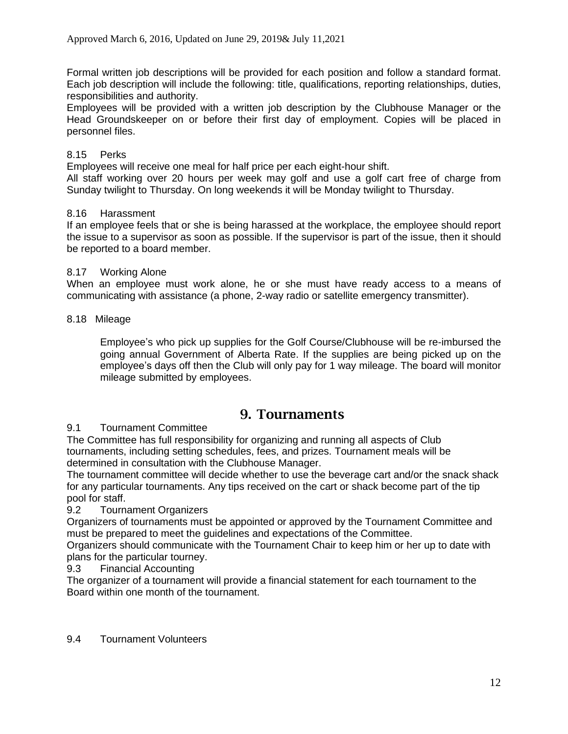Formal written job descriptions will be provided for each position and follow a standard format. Each job description will include the following: title, qualifications, reporting relationships, duties, responsibilities and authority.

Employees will be provided with a written job description by the Clubhouse Manager or the Head Groundskeeper on or before their first day of employment. Copies will be placed in personnel files.

8.15 Perks

Employees will receive one meal for half price per each eight-hour shift.

All staff working over 20 hours per week may golf and use a golf cart free of charge from Sunday twilight to Thursday. On long weekends it will be Monday twilight to Thursday.

8.16 Harassment

If an employee feels that or she is being harassed at the workplace, the employee should report the issue to a supervisor as soon as possible. If the supervisor is part of the issue, then it should be reported to a board member.

8.17 Working Alone

When an employee must work alone, he or she must have ready access to a means of communicating with assistance (a phone, 2-way radio or satellite emergency transmitter).

8.18 Mileage

Employee's who pick up supplies for the Golf Course/Clubhouse will be re-imbursed the going annual Government of Alberta Rate. If the supplies are being picked up on the employee's days off then the Club will only pay for 1 way mileage. The board will monitor mileage submitted by employees.

# 9. Tournaments

9.1 Tournament Committee

The Committee has full responsibility for organizing and running all aspects of Club tournaments, including setting schedules, fees, and prizes. Tournament meals will be determined in consultation with the Clubhouse Manager.

The tournament committee will decide whether to use the beverage cart and/or the snack shack for any particular tournaments. Any tips received on the cart or shack become part of the tip pool for staff.

9.2 Tournament Organizers

Organizers of tournaments must be appointed or approved by the Tournament Committee and must be prepared to meet the guidelines and expectations of the Committee.

Organizers should communicate with the Tournament Chair to keep him or her up to date with plans for the particular tourney.

9.3 Financial Accounting

The organizer of a tournament will provide a financial statement for each tournament to the Board within one month of the tournament.

9.4 Tournament Volunteers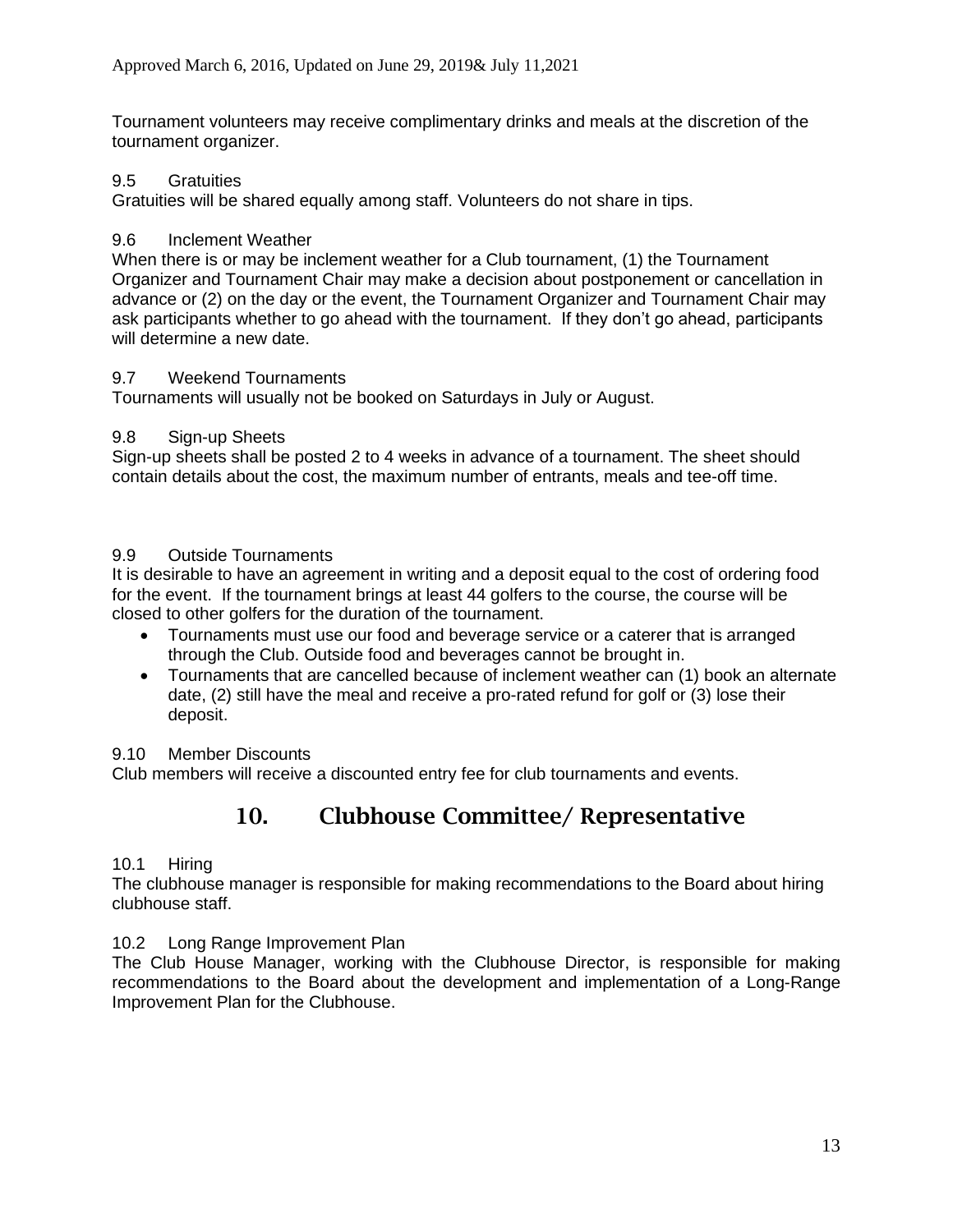Tournament volunteers may receive complimentary drinks and meals at the discretion of the tournament organizer.

### 9.5 Gratuities

Gratuities will be shared equally among staff. Volunteers do not share in tips.

### 9.6 Inclement Weather

When there is or may be inclement weather for a Club tournament, (1) the Tournament Organizer and Tournament Chair may make a decision about postponement or cancellation in advance or (2) on the day or the event, the Tournament Organizer and Tournament Chair may ask participants whether to go ahead with the tournament. If they don't go ahead, participants will determine a new date.

### 9.7 Weekend Tournaments

Tournaments will usually not be booked on Saturdays in July or August.

### 9.8 Sign-up Sheets

Sign-up sheets shall be posted 2 to 4 weeks in advance of a tournament. The sheet should contain details about the cost, the maximum number of entrants, meals and tee-off time.

### 9.9 Outside Tournaments

It is desirable to have an agreement in writing and a deposit equal to the cost of ordering food for the event. If the tournament brings at least 44 golfers to the course, the course will be closed to other golfers for the duration of the tournament.

- Tournaments must use our food and beverage service or a caterer that is arranged through the Club. Outside food and beverages cannot be brought in.
- Tournaments that are cancelled because of inclement weather can (1) book an alternate date, (2) still have the meal and receive a pro-rated refund for golf or (3) lose their deposit.

### 9.10 Member Discounts

Club members will receive a discounted entry fee for club tournaments and events.

## 10. Clubhouse Committee/ Representative

### 10.1 Hiring

The clubhouse manager is responsible for making recommendations to the Board about hiring clubhouse staff.

### 10.2 Long Range Improvement Plan

The Club House Manager, working with the Clubhouse Director, is responsible for making recommendations to the Board about the development and implementation of a Long-Range Improvement Plan for the Clubhouse.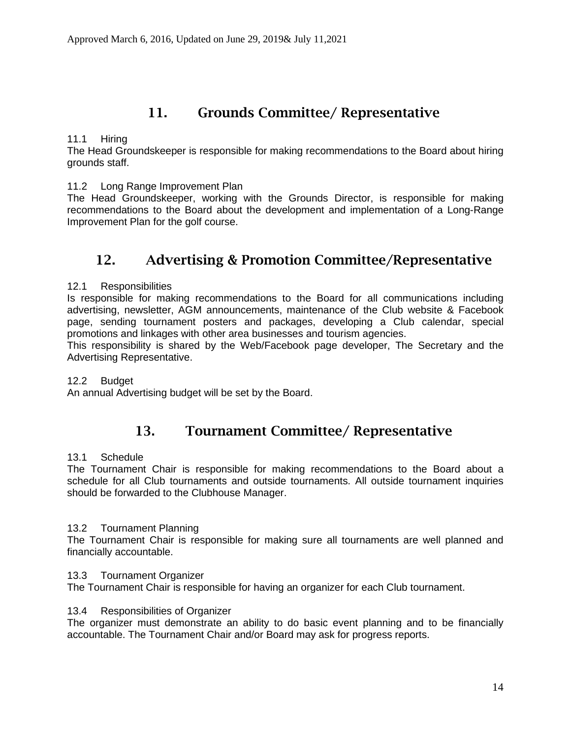## 11. Grounds Committee/ Representative

11.1 Hiring

The Head Groundskeeper is responsible for making recommendations to the Board about hiring grounds staff.

11.2 Long Range Improvement Plan

The Head Groundskeeper, working with the Grounds Director, is responsible for making recommendations to the Board about the development and implementation of a Long-Range Improvement Plan for the golf course.

## 12. Advertising & Promotion Committee/Representative

12.1 Responsibilities

Is responsible for making recommendations to the Board for all communications including advertising, newsletter, AGM announcements, maintenance of the Club website & Facebook page, sending tournament posters and packages, developing a Club calendar, special promotions and linkages with other area businesses and tourism agencies.

This responsibility is shared by the Web/Facebook page developer, The Secretary and the Advertising Representative.

12.2 Budget

An annual Advertising budget will be set by the Board.

## 13. Tournament Committee/ Representative

13.1 Schedule

The Tournament Chair is responsible for making recommendations to the Board about a schedule for all Club tournaments and outside tournaments. All outside tournament inquiries should be forwarded to the Clubhouse Manager.

13.2 Tournament Planning

The Tournament Chair is responsible for making sure all tournaments are well planned and financially accountable.

13.3 Tournament Organizer

The Tournament Chair is responsible for having an organizer for each Club tournament.

13.4 Responsibilities of Organizer

The organizer must demonstrate an ability to do basic event planning and to be financially accountable. The Tournament Chair and/or Board may ask for progress reports.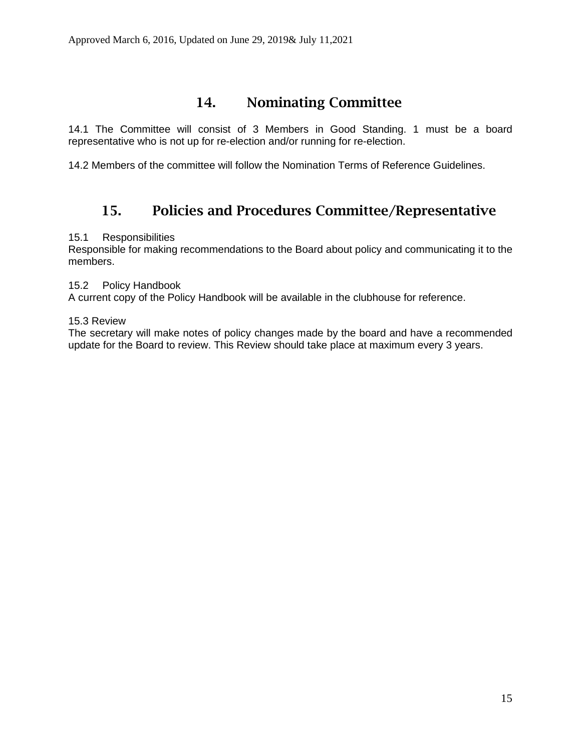## 14. Nominating Committee

14.1 The Committee will consist of 3 Members in Good Standing. 1 must be a board representative who is not up for re-election and/or running for re-election.

14.2 Members of the committee will follow the Nomination Terms of Reference Guidelines.

## 15. Policies and Procedures Committee/Representative

15.1 Responsibilities
Responsible for making recommendations to the Board about policy and communicating it to the members.

15.2 Policy Handbook
A current copy of the Policy Handbook will be available in the clubhouse for reference.

15.3 Review
The secretary will make notes of policy changes made by the board and have a recommended update for the Board to review. This Review should take place at maximum every 3 years.